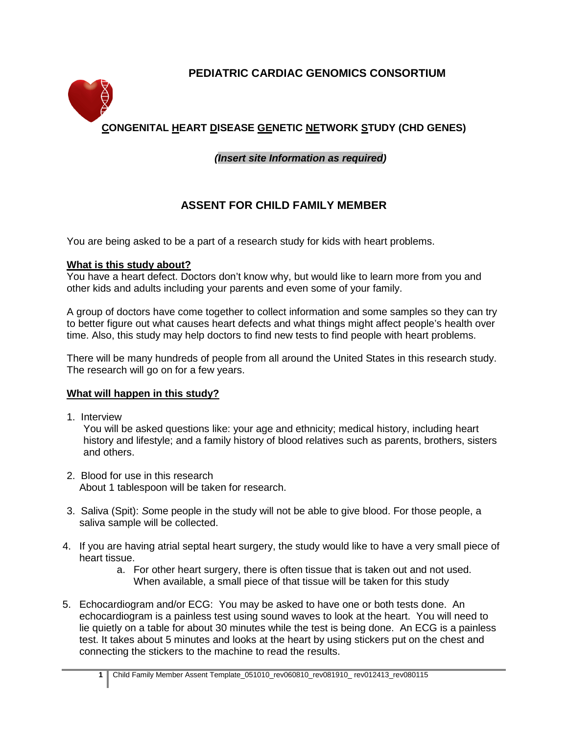# PEDIATRIC CARDIAC GENOMICS CONSORTIUM

## CONGENITAL HEART DISEASE GENETIC NETWORK STUDY (CHD GENES)

***(Insert site Information as required)***

## ASSENT FOR CHILD FAMILY MEMBER

You are being asked to be a part of a research study for kids with heart problems.

**What is this study about?**

You have a heart defect. Doctors don't know why, but would like to learn more from you and other kids and adults including your parents and even some of your family.

A group of doctors have come together to collect information and some samples so they can try to better figure out what causes heart defects and what things might affect people's health over time. Also, this study may help doctors to find new tests to find people with heart problems.

There will be many hundreds of people from all around the United States in this research study. The research will go on for a few years.

**What will happen in this study?**

1. Interview
   You will be asked questions like: your age and ethnicity; medical history, including heart history and lifestyle; and a family history of blood relatives such as parents, brothers, sisters and others.

2. Blood for use in this research
   About 1 tablespoon will be taken for research.

3. Saliva (Spit): *S*ome people in the study will not be able to give blood. For those people, a saliva sample will be collected.

4. If you are having atrial septal heart surgery, the study would like to have a very small piece of heart tissue.
   a. For other heart surgery, there is often tissue that is taken out and not used. When available, a small piece of that tissue will be taken for this study

5. Echocardiogram and/or ECG: You may be asked to have one or both tests done. An echocardiogram is a painless test using sound waves to look at the heart. You will need to lie quietly on a table for about 30 minutes while the test is being done. An ECG is a painless test. It takes about 5 minutes and looks at the heart by using stickers put on the chest and connecting the stickers to the machine to read the results.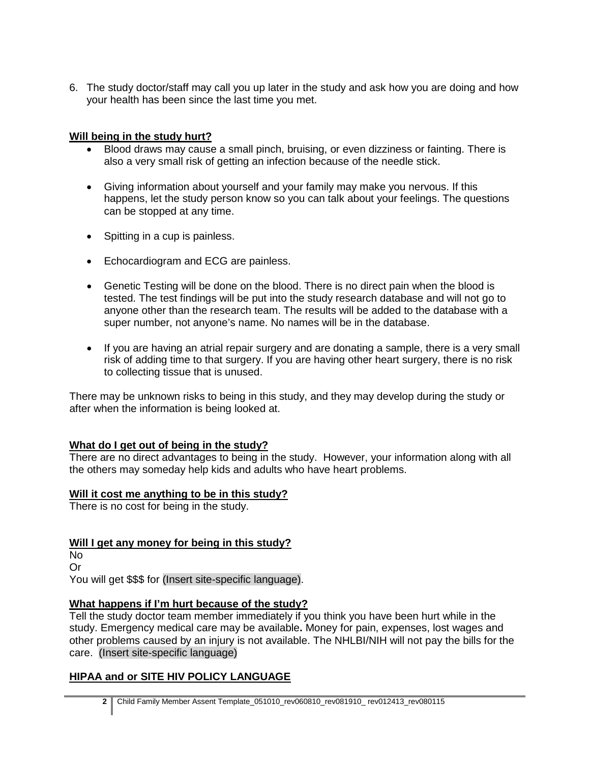6. The study doctor/staff may call you up later in the study and ask how you are doing and how your health has been since the last time you met.

**Will being in the study hurt?**

- Blood draws may cause a small pinch, bruising, or even dizziness or fainting. There is also a very small risk of getting an infection because of the needle stick.
- Giving information about yourself and your family may make you nervous. If this happens, let the study person know so you can talk about your feelings. The questions can be stopped at any time.
- Spitting in a cup is painless.
- Echocardiogram and ECG are painless.
- Genetic Testing will be done on the blood. There is no direct pain when the blood is tested. The test findings will be put into the study research database and will not go to anyone other than the research team. The results will be added to the database with a super number, not anyone's name. No names will be in the database.
- If you are having an atrial repair surgery and are donating a sample, there is a very small risk of adding time to that surgery. If you are having other heart surgery, there is no risk to collecting tissue that is unused.

There may be unknown risks to being in this study, and they may develop during the study or after when the information is being looked at.

**What do I get out of being in the study?**

There are no direct advantages to being in the study. However, your information along with all the others may someday help kids and adults who have heart problems.

**Will it cost me anything to be in this study?**

There is no cost for being in the study.

**Will I get any money for being in this study?**

No
Or
You will get $$$ for (Insert site-specific language).

**What happens if I'm hurt because of the study?**

Tell the study doctor team member immediately if you think you have been hurt while in the study. Emergency medical care may be available**.** Money for pain, expenses, lost wages and other problems caused by an injury is not available. The NHLBI/NIH will not pay the bills for the care. (Insert site-specific language)

**HIPAA and or SITE HIV POLICY LANGUAGE**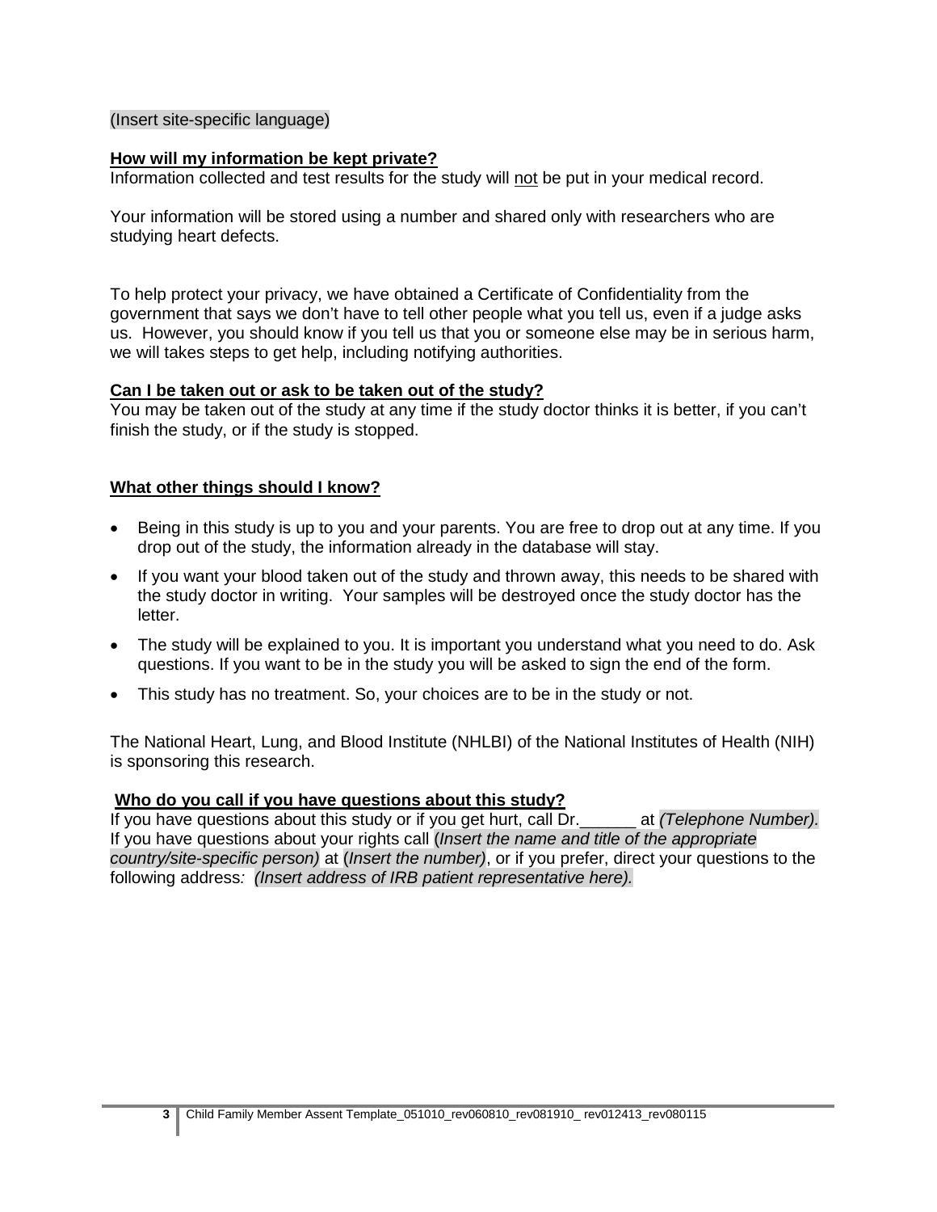(Insert site-specific language)

**How will my information be kept private?**

Information collected and test results for the study will not be put in your medical record.

Your information will be stored using a number and shared only with researchers who are studying heart defects.

To help protect your privacy, we have obtained a Certificate of Confidentiality from the government that says we don't have to tell other people what you tell us, even if a judge asks us. However, you should know if you tell us that you or someone else may be in serious harm, we will takes steps to get help, including notifying authorities.

**Can I be taken out or ask to be taken out of the study?**

You may be taken out of the study at any time if the study doctor thinks it is better, if you can't finish the study, or if the study is stopped.

**What other things should I know?**

- Being in this study is up to you and your parents. You are free to drop out at any time. If you drop out of the study, the information already in the database will stay.
- If you want your blood taken out of the study and thrown away, this needs to be shared with the study doctor in writing. Your samples will be destroyed once the study doctor has the letter.
- The study will be explained to you. It is important you understand what you need to do. Ask questions. If you want to be in the study you will be asked to sign the end of the form.
- This study has no treatment. So, your choices are to be in the study or not.

The National Heart, Lung, and Blood Institute (NHLBI) of the National Institutes of Health (NIH) is sponsoring this research.

**Who do you call if you have questions about this study?**

If you have questions about this study or if you get hurt, call Dr.______ at *(Telephone Number).* If you have questions about your rights call (*Insert the name and title of the appropriate country/site-specific person)* at (*Insert the number)*, or if you prefer, direct your questions to the following address*: (Insert address of IRB patient representative here).*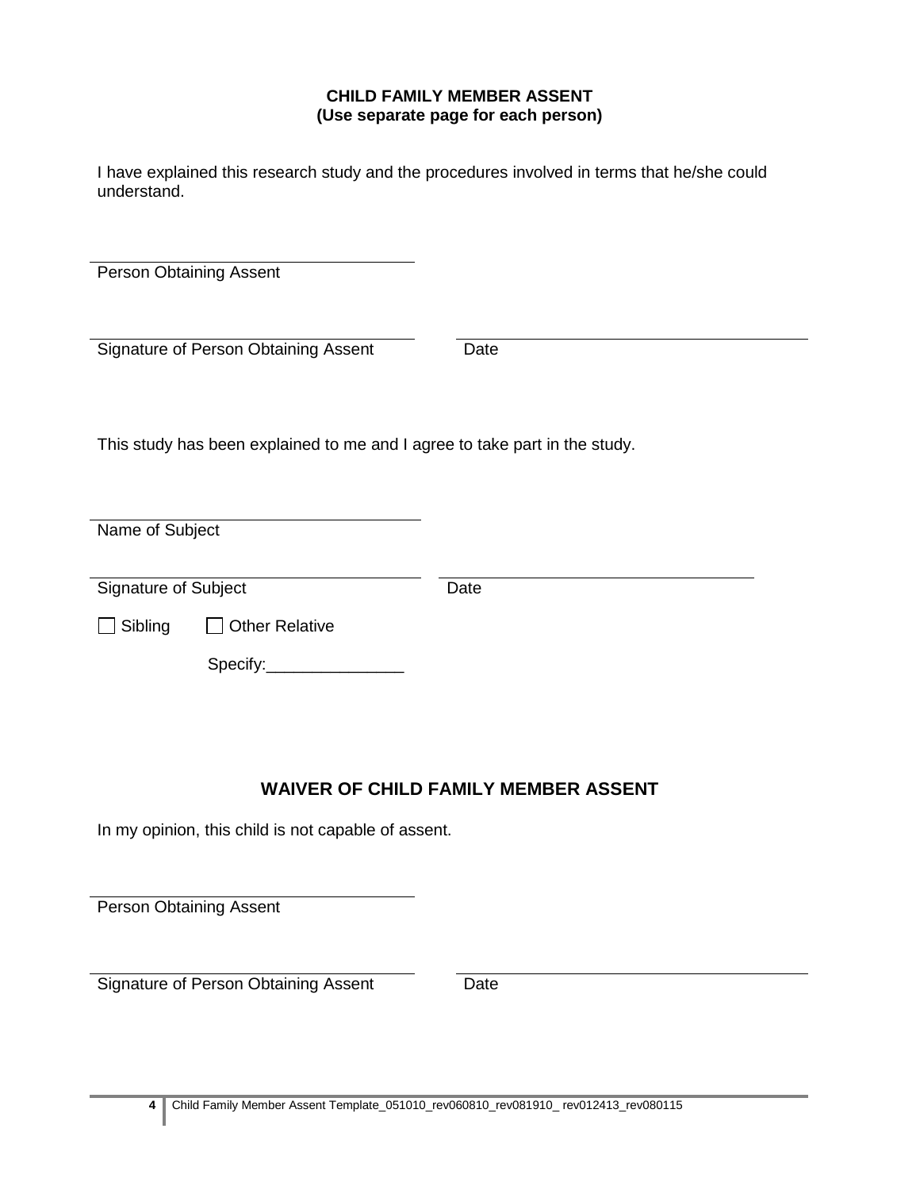**CHILD FAMILY MEMBER ASSENT**
**(Use separate page for each person)**

I have explained this research study and the procedures involved in terms that he/she could understand.

\_\_\_\_\_\_\_\_\_\_\_\_\_\_\_\_\_\_\_\_\_\_\_\_\_\_\_\_\_\_\_\_\_\_\_\_
Person Obtaining Assent

\_\_\_\_\_\_\_\_\_\_\_\_\_\_\_\_\_\_\_\_\_\_\_\_\_\_\_\_\_\_\_\_\_\_\_\_ \_\_\_\_\_\_\_\_\_\_\_\_\_\_\_\_\_\_\_\_\_\_\_\_\_\_\_\_\_\_\_\_\_\_\_\_
Signature of Person Obtaining Assent Date

This study has been explained to me and I agree to take part in the study.

\_\_\_\_\_\_\_\_\_\_\_\_\_\_\_\_\_\_\_\_\_\_\_\_\_\_\_\_\_\_\_\_\_\_\_\_
Name of Subject

\_\_\_\_\_\_\_\_\_\_\_\_\_\_\_\_\_\_\_\_\_\_\_\_\_\_\_\_\_\_\_\_\_\_\_\_ \_\_\_\_\_\_\_\_\_\_\_\_\_\_\_\_\_\_\_\_\_\_\_\_\_\_\_\_\_\_\_\_\_\_\_\_
Signature of Subject Date

☐ Sibling ☐ Other Relative

Specify:_______________

## WAIVER OF CHILD FAMILY MEMBER ASSENT

In my opinion, this child is not capable of assent.

\_\_\_\_\_\_\_\_\_\_\_\_\_\_\_\_\_\_\_\_\_\_\_\_\_\_\_\_\_\_\_\_\_\_\_\_
Person Obtaining Assent

\_\_\_\_\_\_\_\_\_\_\_\_\_\_\_\_\_\_\_\_\_\_\_\_\_\_\_\_\_\_\_\_\_\_\_\_ \_\_\_\_\_\_\_\_\_\_\_\_\_\_\_\_\_\_\_\_\_\_\_\_\_\_\_\_\_\_\_\_\_\_\_\_
Signature of Person Obtaining Assent Date